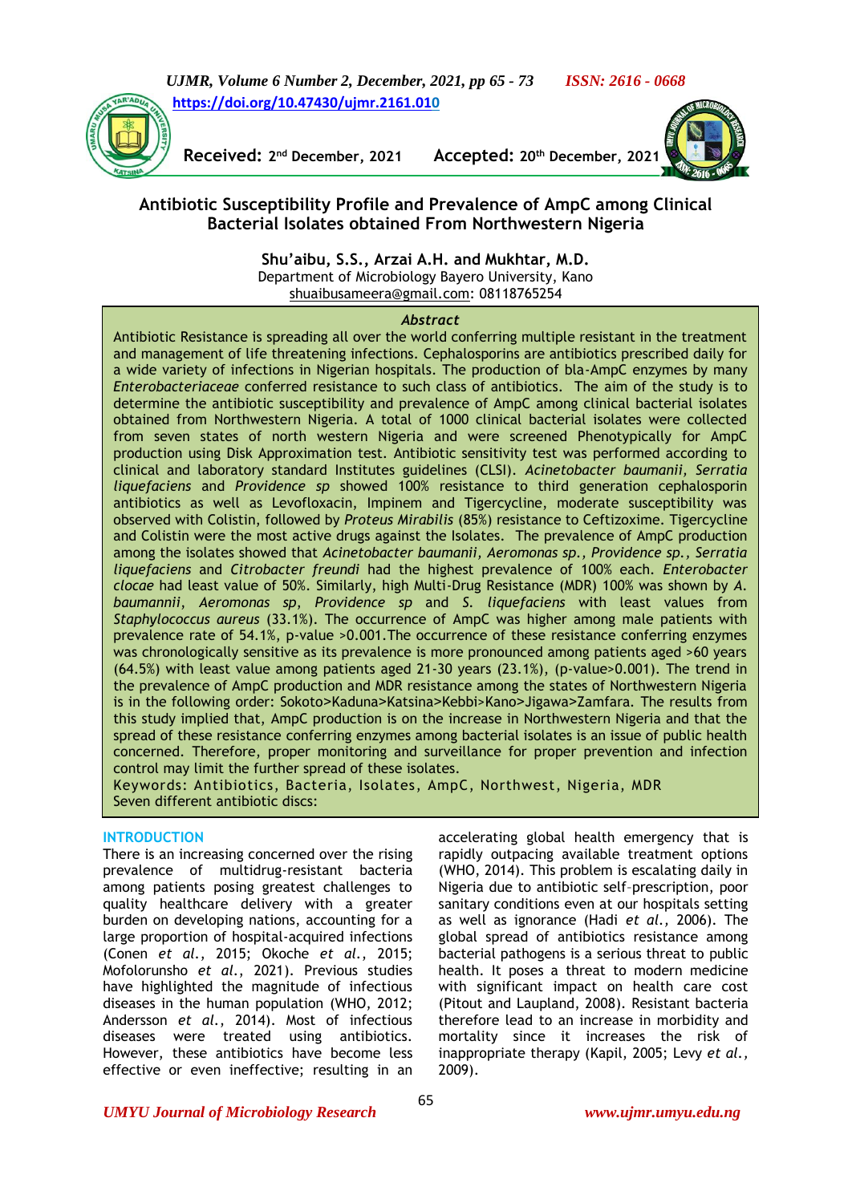https://doi.org/10.47430/ujmr.2161.010

**Received:** 2[nd] December, 2021 **Accepted:** 20[th] December, 2021

# Antibiotic Susceptibility Profile and Prevalence of AmpC among Clinical Bacterial Isolates obtained From Northwestern Nigeria

**Shu'aibu, S.S., Arzai A.H. and Mukhtar, M.D.**
Department of Microbiology Bayero University, Kano
shuaibusameera@gmail.com: 08118765254

### *Abstract*

Antibiotic Resistance is spreading all over the world conferring multiple resistant in the treatment and management of life threatening infections. Cephalosporins are antibiotics prescribed daily for a wide variety of infections in Nigerian hospitals. The production of bla-AmpC enzymes by many *Enterobacteriaceae* conferred resistance to such class of antibiotics. The aim of the study is to determine the antibiotic susceptibility and prevalence of AmpC among clinical bacterial isolates obtained from Northwestern Nigeria. A total of 1000 clinical bacterial isolates were collected from seven states of north western Nigeria and were screened Phenotypically for AmpC production using Disk Approximation test. Antibiotic sensitivity test was performed according to clinical and laboratory standard Institutes guidelines (CLSI). *Acinetobacter baumanii, Serratia liquefaciens* and *Providence sp* showed 100% resistance to third generation cephalosporin antibiotics as well as Levofloxacin, Impinem and Tigercycline, moderate susceptibility was observed with Colistin, followed by *Proteus Mirabilis* (85%) resistance to Ceftizoxime. Tigercycline and Colistin were the most active drugs against the Isolates. The prevalence of AmpC production among the isolates showed that *Acinetobacter baumanii, Aeromonas sp., Providence sp., Serratia liquefaciens* and *Citrobacter freundi* had the highest prevalence of 100% each. *Enterobacter clocae* had least value of 50%. Similarly, high Multi-Drug Resistance (MDR) 100% was shown by *A. baumannii, Aeromonas sp, Providence sp* and *S. liquefaciens* with least values from *Staphylococcus aureus* (33.1%). The occurrence of AmpC was higher among male patients with prevalence rate of 54.1%, p-value >0.001.The occurrence of these resistance conferring enzymes was chronologically sensitive as its prevalence is more pronounced among patients aged >60 years (64.5%) with least value among patients aged 21-30 years (23.1%), (p-value>0.001). The trend in the prevalence of AmpC production and MDR resistance among the states of Northwestern Nigeria is in the following order: Sokoto>Kaduna>Katsina>Kebbi>Kano>Jigawa>Zamfara. The results from this study implied that, AmpC production is on the increase in Northwestern Nigeria and that the spread of these resistance conferring enzymes among bacterial isolates is an issue of public health concerned. Therefore, proper monitoring and surveillance for proper prevention and infection control may limit the further spread of these isolates.

Keywords: Antibiotics, Bacteria, Isolates, AmpC, Northwest, Nigeria, MDR
Seven different antibiotic discs:

## INTRODUCTION

There is an increasing concerned over the rising prevalence of multidrug-resistant bacteria among patients posing greatest challenges to quality healthcare delivery with a greater burden on developing nations, accounting for a large proportion of hospital-acquired infections (Conen *et al.,* 2015; Okoche *et al.,* 2015; Mofolorunsho *et al.,* 2021). Previous studies have highlighted the magnitude of infectious diseases in the human population (WHO, 2012; Andersson *et al.,* 2014). Most of infectious diseases were treated using antibiotics. However, these antibiotics have become less effective or even ineffective; resulting in an accelerating global health emergency that is rapidly outpacing available treatment options (WHO, 2014). This problem is escalating daily in Nigeria due to antibiotic self-prescription, poor sanitary conditions even at our hospitals setting as well as ignorance (Hadi *et al.,* 2006). The global spread of antibiotics resistance among bacterial pathogens is a serious threat to public health. It poses a threat to modern medicine with significant impact on health care cost (Pitout and Laupland, 2008). Resistant bacteria therefore lead to an increase in morbidity and mortality since it increases the risk of inappropriate therapy (Kapil, 2005; Levy *et al.,* 2009).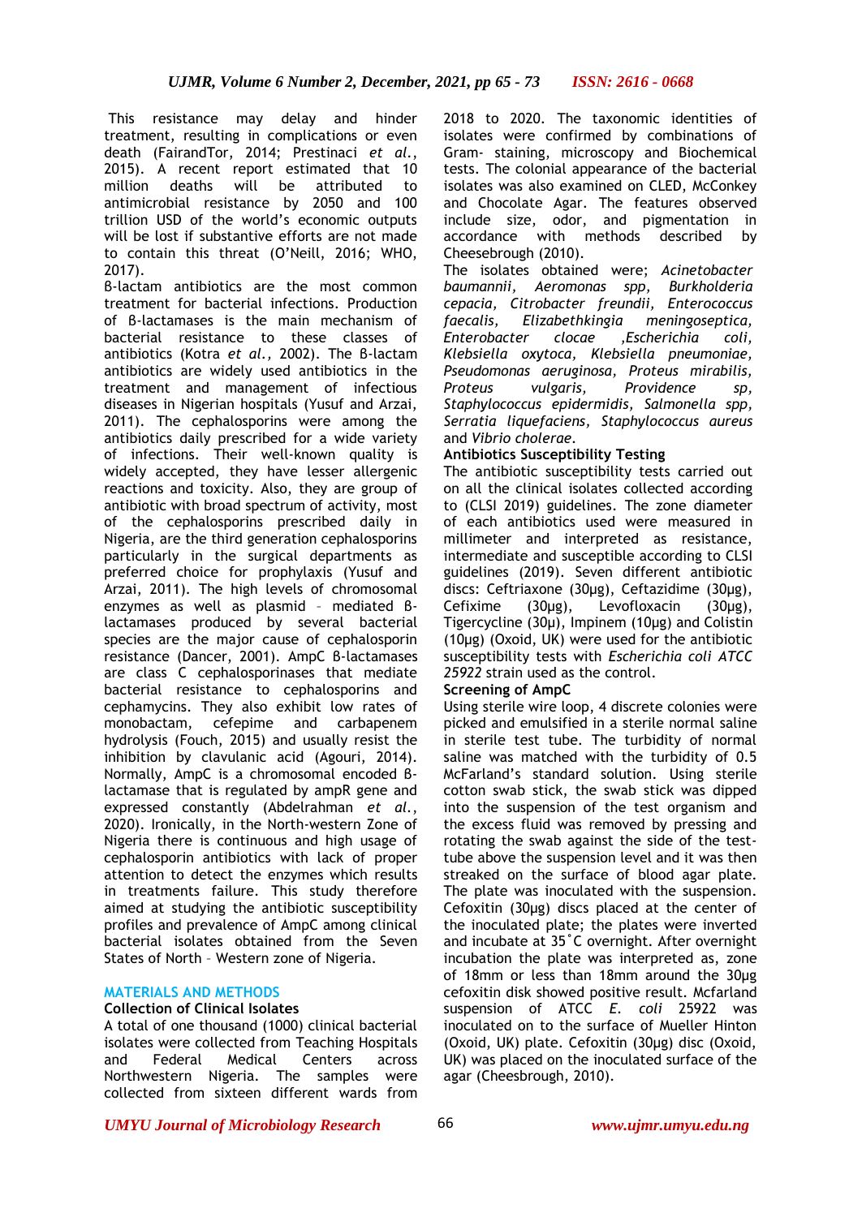This resistance may delay and hinder treatment, resulting in complications or even death (FairandTor, 2014; Prestinaci *et al.*, 2015). A recent report estimated that 10 million deaths will be attributed to antimicrobial resistance by 2050 and 100 trillion USD of the world's economic outputs will be lost if substantive efforts are not made to contain this threat (O'Neill, 2016; WHO, 2017).

β-lactam antibiotics are the most common treatment for bacterial infections. Production of β-lactamases is the main mechanism of bacterial resistance to these classes of antibiotics (Kotra *et al.,* 2002). The β-lactam antibiotics are widely used antibiotics in the treatment and management of infectious diseases in Nigerian hospitals (Yusuf and Arzai, 2011). The cephalosporins were among the antibiotics daily prescribed for a wide variety of infections. Their well-known quality is widely accepted, they have lesser allergenic reactions and toxicity. Also, they are group of antibiotic with broad spectrum of activity, most of the cephalosporins prescribed daily in Nigeria, are the third generation cephalosporins particularly in the surgical departments as preferred choice for prophylaxis (Yusuf and Arzai, 2011). The high levels of chromosomal enzymes as well as plasmid – mediated β-lactamases produced by several bacterial species are the major cause of cephalosporin resistance (Dancer, 2001). AmpC β-lactamases are class C cephalosporinases that mediate bacterial resistance to cephalosporins and cephamycins. They also exhibit low rates of monobactam, cefepime and carbapenem hydrolysis (Fouch, 2015) and usually resist the inhibition by clavulanic acid (Agouri, 2014). Normally, AmpC is a chromosomal encoded β-lactamase that is regulated by ampR gene and expressed constantly (Abdelrahman *et al.*, 2020). Ironically, in the North-western Zone of Nigeria there is continuous and high usage of cephalosporin antibiotics with lack of proper attention to detect the enzymes which results in treatments failure. This study therefore aimed at studying the antibiotic susceptibility profiles and prevalence of AmpC among clinical bacterial isolates obtained from the Seven States of North – Western zone of Nigeria.

## MATERIALS AND METHODS

### Collection of Clinical Isolates

A total of one thousand (1000) clinical bacterial isolates were collected from Teaching Hospitals and Federal Medical Centers across Northwestern Nigeria. The samples were collected from sixteen different wards from 2018 to 2020. The taxonomic identities of isolates were confirmed by combinations of Gram- staining, microscopy and Biochemical tests. The colonial appearance of the bacterial isolates was also examined on CLED, McConkey and Chocolate Agar. The features observed include size, odor, and pigmentation in accordance with methods described by Cheesebrough (2010).

The isolates obtained were; *Acinetobacter baumannii, Aeromonas spp, Burkholderia cepacia, Citrobacter freundii, Enterococcus faecalis, Elizabethkingia meningoseptica, Enterobacter clocae ,Escherichia coli, Klebsiella oxytoca, Klebsiella pneumoniae, Pseudomonas aeruginosa, Proteus mirabilis, Proteus vulgaris, Providence sp, Staphylococcus epidermidis, Salmonella spp, Serratia liquefaciens, Staphylococcus aureus* and *Vibrio cholerae.*

### Antibiotics Susceptibility Testing

The antibiotic susceptibility tests carried out on all the clinical isolates collected according to (CLSI 2019) guidelines. The zone diameter of each antibiotics used were measured in millimeter and interpreted as resistance, intermediate and susceptible according to CLSI guidelines (2019). Seven different antibiotic discs: Ceftriaxone (30µg), Ceftazidime (30µg), Cefixime (30µg), Levofloxacin (30µg), Tigercycline (30µ), Impinem (10µg) and Colistin (10µg) (Oxoid, UK) were used for the antibiotic susceptibility tests with *Escherichia coli ATCC 25922* strain used as the control.

### Screening of AmpC

Using sterile wire loop, 4 discrete colonies were picked and emulsified in a sterile normal saline in sterile test tube. The turbidity of normal saline was matched with the turbidity of 0.5 McFarland's standard solution. Using sterile cotton swab stick, the swab stick was dipped into the suspension of the test organism and the excess fluid was removed by pressing and rotating the swab against the side of the test-tube above the suspension level and it was then streaked on the surface of blood agar plate. The plate was inoculated with the suspension. Cefoxitin (30µg) discs placed at the center of the inoculated plate; the plates were inverted and incubate at 35˚C overnight. After overnight incubation the plate was interpreted as, zone of 18mm or less than 18mm around the 30µg cefoxitin disk showed positive result. Mcfarland suspension of ATCC *E. coli* 25922 was inoculated on to the surface of Mueller Hinton (Oxoid, UK) plate. Cefoxitin (30µg) disc (Oxoid, UK) was placed on the inoculated surface of the agar (Cheesbrough, 2010).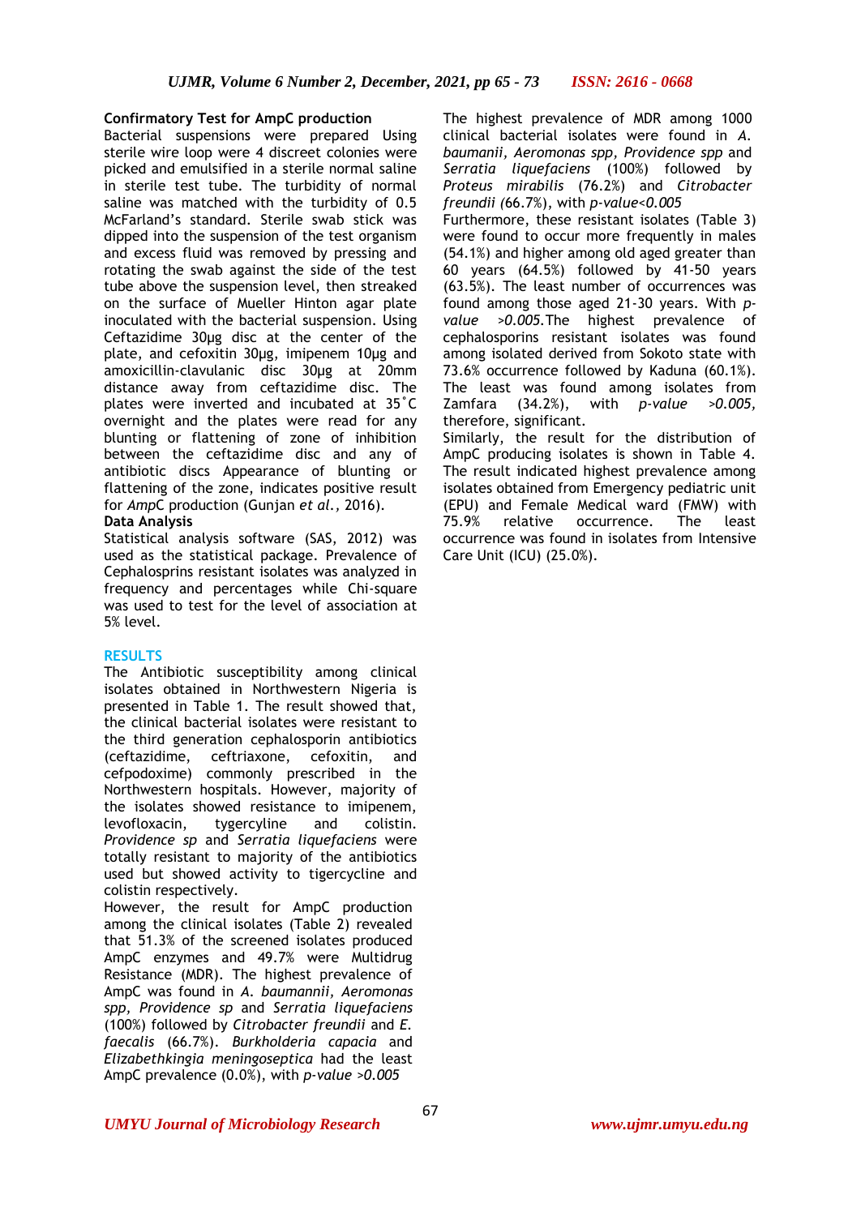**Confirmatory Test for AmpC production**

Bacterial suspensions were prepared Using sterile wire loop were 4 discreet colonies were picked and emulsified in a sterile normal saline in sterile test tube. The turbidity of normal saline was matched with the turbidity of 0.5 McFarland's standard. Sterile swab stick was dipped into the suspension of the test organism and excess fluid was removed by pressing and rotating the swab against the side of the test tube above the suspension level, then streaked on the surface of Mueller Hinton agar plate inoculated with the bacterial suspension. Using Ceftazidime 30µg disc at the center of the plate, and cefoxitin 30µg, imipenem 10µg and amoxicillin-clavulanic disc 30µg at 20mm distance away from ceftazidime disc. The plates were inverted and incubated at 35˚C overnight and the plates were read for any blunting or flattening of zone of inhibition between the ceftazidime disc and any of antibiotic discs Appearance of blunting or flattening of the zone, indicates positive result for *Amp*C production (Gunjan *et al.,* 2016).

**Data Analysis**

Statistical analysis software (SAS, 2012) was used as the statistical package. Prevalence of Cephalosprins resistant isolates was analyzed in frequency and percentages while Chi-square was used to test for the level of association at 5% level.

## RESULTS

The Antibiotic susceptibility among clinical isolates obtained in Northwestern Nigeria is presented in Table 1. The result showed that, the clinical bacterial isolates were resistant to the third generation cephalosporin antibiotics (ceftazidime, ceftriaxone, cefoxitin, and cefpodoxime) commonly prescribed in the Northwestern hospitals. However, majority of the isolates showed resistance to imipenem, levofloxacin, tygercyline and colistin. *Providence sp* and *Serratia liquefaciens* were totally resistant to majority of the antibiotics used but showed activity to tigercycline and colistin respectively.

However, the result for AmpC production among the clinical isolates (Table 2) revealed that 51.3% of the screened isolates produced AmpC enzymes and 49.7% were Multidrug Resistance (MDR). The highest prevalence of AmpC was found in *A. baumannii, Aeromonas spp, Providence sp* and *Serratia liquefaciens* (100%) followed by *Citrobacter freundii* and *E. faecalis* (66.7%). *Burkholderia capacia* and *Elizabethkingia meningoseptica* had the least AmpC prevalence (0.0%), with *p-value >0.005*

The highest prevalence of MDR among 1000 clinical bacterial isolates were found in *A. baumanii, Aeromonas spp, Providence spp* and *Serratia liquefaciens* (100%) followed by *Proteus mirabilis* (76.2%) and *Citrobacter freundii (*66.7%), with *p-value<0.005*

Furthermore, these resistant isolates (Table 3) were found to occur more frequently in males (54.1%) and higher among old aged greater than 60 years (64.5%) followed by 41-50 years (63.5%). The least number of occurrences was found among those aged 21-30 years. With *p-value >0.005.*The highest prevalence of cephalosporins resistant isolates was found among isolated derived from Sokoto state with 73.6% occurrence followed by Kaduna (60.1%). The least was found among isolates from Zamfara (34.2%), with *p-value >0.005,* therefore, significant.

Similarly, the result for the distribution of AmpC producing isolates is shown in Table 4. The result indicated highest prevalence among isolates obtained from Emergency pediatric unit (EPU) and Female Medical ward (FMW) with 75.9% relative occurrence. The least occurrence was found in isolates from Intensive Care Unit (ICU) (25.0%).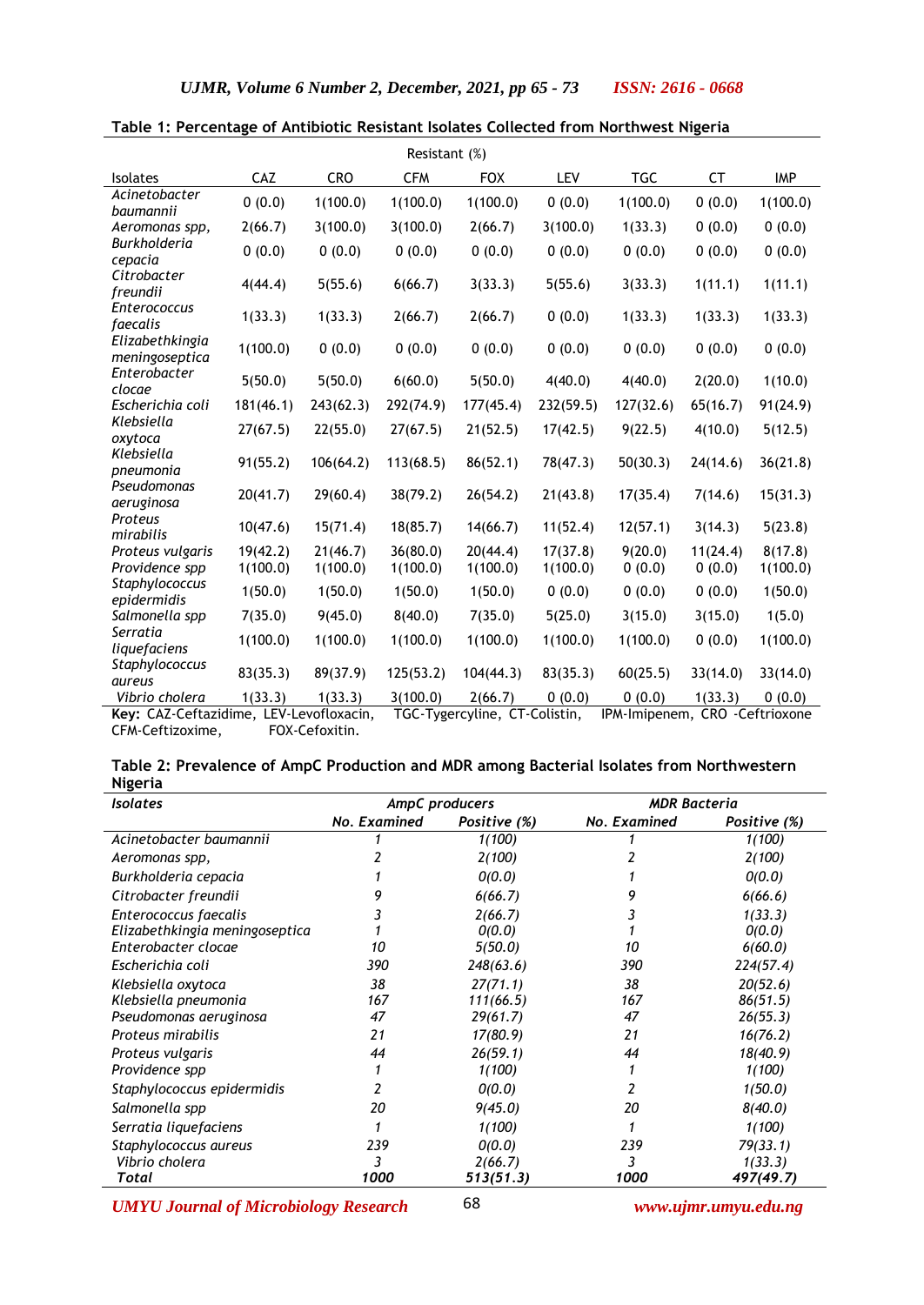**Table 1: Percentage of Antibiotic Resistant Isolates Collected from Northwest Nigeria**

| | Resistant (%) | | | | | | | |
|---|---|---|---|---|---|---|---|---|
| Isolates | CAZ | CRO | CFM | FOX | LEV | TGC | CT | IMP |
| *Acinetobacter baumannii* | 0 (0.0) | 1(100.0) | 1(100.0) | 1(100.0) | 0 (0.0) | 1(100.0) | 0 (0.0) | 1(100.0) |
| *Aeromonas spp,* | 2(66.7) | 3(100.0) | 3(100.0) | 2(66.7) | 3(100.0) | 1(33.3) | 0 (0.0) | 0 (0.0) |
| *Burkholderia cepacia* | 0 (0.0) | 0 (0.0) | 0 (0.0) | 0 (0.0) | 0 (0.0) | 0 (0.0) | 0 (0.0) | 0 (0.0) |
| *Citrobacter freundii* | 4(44.4) | 5(55.6) | 6(66.7) | 3(33.3) | 5(55.6) | 3(33.3) | 1(11.1) | 1(11.1) |
| *Enterococcus faecalis* | 1(33.3) | 1(33.3) | 2(66.7) | 2(66.7) | 0 (0.0) | 1(33.3) | 1(33.3) | 1(33.3) |
| *Elizabethkingia meningoseptica* | 1(100.0) | 0 (0.0) | 0 (0.0) | 0 (0.0) | 0 (0.0) | 0 (0.0) | 0 (0.0) | 0 (0.0) |
| *Enterobacter clocae* | 5(50.0) | 5(50.0) | 6(60.0) | 5(50.0) | 4(40.0) | 4(40.0) | 2(20.0) | 1(10.0) |
| *Escherichia coli* | 181(46.1) | 243(62.3) | 292(74.9) | 177(45.4) | 232(59.5) | 127(32.6) | 65(16.7) | 91(24.9) |
| *Klebsiella oxytoca* | 27(67.5) | 22(55.0) | 27(67.5) | 21(52.5) | 17(42.5) | 9(22.5) | 4(10.0) | 5(12.5) |
| *Klebsiella pneumonia* | 91(55.2) | 106(64.2) | 113(68.5) | 86(52.1) | 78(47.3) | 50(30.3) | 24(14.6) | 36(21.8) |
| *Pseudomonas aeruginosa* | 20(41.7) | 29(60.4) | 38(79.2) | 26(54.2) | 21(43.8) | 17(35.4) | 7(14.6) | 15(31.3) |
| *Proteus mirabilis* | 10(47.6) | 15(71.4) | 18(85.7) | 14(66.7) | 11(52.4) | 12(57.1) | 3(14.3) | 5(23.8) |
| *Proteus vulgaris* | 19(42.2) | 21(46.7) | 36(80.0) | 20(44.4) | 17(37.8) | 9(20.0) | 11(24.4) | 8(17.8) |
| *Providence spp* | 1(100.0) | 1(100.0) | 1(100.0) | 1(100.0) | 1(100.0) | 0 (0.0) | 0 (0.0) | 1(100.0) |
| *Staphylococcus epidermidis* | 1(50.0) | 1(50.0) | 1(50.0) | 1(50.0) | 0 (0.0) | 0 (0.0) | 0 (0.0) | 1(50.0) |
| *Salmonella spp* | 7(35.0) | 9(45.0) | 8(40.0) | 7(35.0) | 5(25.0) | 3(15.0) | 3(15.0) | 1(5.0) |
| *Serratia liquefaciens* | 1(100.0) | 1(100.0) | 1(100.0) | 1(100.0) | 1(100.0) | 1(100.0) | 0 (0.0) | 1(100.0) |
| *Staphylococcus aureus* | 83(35.3) | 89(37.9) | 125(53.2) | 104(44.3) | 83(35.3) | 60(25.5) | 33(14.0) | 33(14.0) |
| *Vibrio cholera* | 1(33.3) | 1(33.3) | 3(100.0) | 2(66.7) | 0 (0.0) | 0 (0.0) | 1(33.3) | 0 (0.0) |

**Key:** CAZ-Ceftazidime, LEV-Levofloxacin, TGC-Tygercyline, CT-Colistin, IPM-Imipenem, CRO -Ceftrioxone CFM-Ceftizoxime, FOX-Cefoxitin.

**Table 2: Prevalence of AmpC Production and MDR among Bacterial Isolates from Northwestern Nigeria**

| *Isolates* | *AmpC producers* | | *MDR Bacteria* | |
|---|---|---|---|---|
| | *No. Examined* | *Positive (%)* | *No. Examined* | *Positive (%)* |
| *Acinetobacter baumannii* | *1* | *1(100)* | *1* | *1(100)* |
| *Aeromonas spp,* | *2* | *2(100)* | *2* | *2(100)* |
| *Burkholderia cepacia* | *1* | *0(0.0)* | *1* | *0(0.0)* |
| *Citrobacter freundii* | *9* | *6(66.7)* | *9* | *6(66.6)* |
| *Enterococcus faecalis* | *3* | *2(66.7)* | *3* | *1(33.3)* |
| *Elizabethkingia meningoseptica* | *1* | *0(0.0)* | *1* | *0(0.0)* |
| *Enterobacter clocae* | *10* | *5(50.0)* | *10* | *6(60.0)* |
| *Escherichia coli* | *390* | *248(63.6)* | *390* | *224(57.4)* |
| *Klebsiella oxytoca* | *38* | *27(71.1)* | *38* | *20(52.6)* |
| *Klebsiella pneumonia* | *167* | *111(66.5)* | *167* | *86(51.5)* |
| *Pseudomonas aeruginosa* | *47* | *29(61.7)* | *47* | *26(55.3)* |
| *Proteus mirabilis* | *21* | *17(80.9)* | *21* | *16(76.2)* |
| *Proteus vulgaris* | *44* | *26(59.1)* | *44* | *18(40.9)* |
| *Providence spp* | *1* | *1(100)* | *1* | *1(100)* |
| *Staphylococcus epidermidis* | *2* | *0(0.0)* | *2* | *1(50.0)* |
| *Salmonella spp* | *20* | *9(45.0)* | *20* | *8(40.0)* |
| *Serratia liquefaciens* | *1* | *1(100)* | *1* | *1(100)* |
| *Staphylococcus aureus* | *239* | *0(0.0)* | *239* | *79(33.1)* |
| *Vibrio cholera* | *3* | *2(66.7)* | *3* | *1(33.3)* |
| ***Total*** | ***1000*** | ***513(51.3)*** | ***1000*** | ***497(49.7)*** |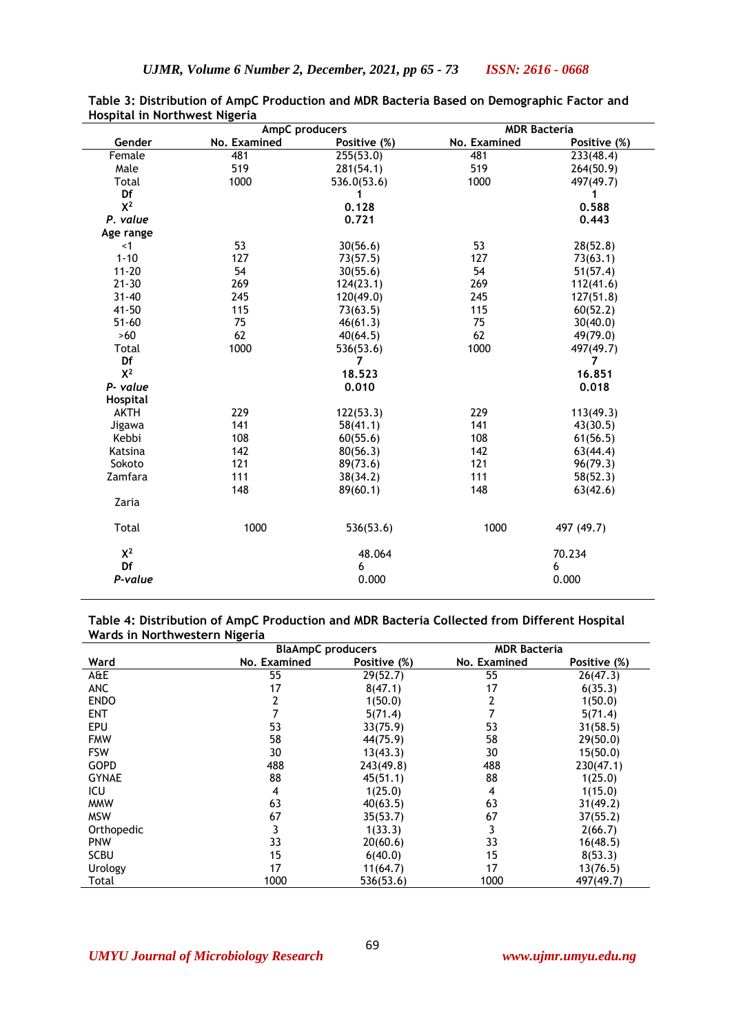**Table 3: Distribution of AmpC Production and MDR Bacteria Based on Demographic Factor and Hospital in Northwest Nigeria**

| | AmpC producers | | MDR Bacteria | |
|---|---|---|---|---|
| **Gender** | **No. Examined** | **Positive (%)** | **No. Examined** | **Positive (%)** |
| Female | 481 | 255(53.0) | 481 | 233(48.4) |
| Male | 519 | 281(54.1) | 519 | 264(50.9) |
| Total | 1000 | 536.0(53.6) | 1000 | 497(49.7) |
| **Df** | | **1** | | **1** |
| **$X^2$** | | **0.128** | | **0.588** |
| ***P. value*** | | **0.721** | | **0.443** |
| **Age range** | | | | |
| <1 | 53 | 30(56.6) | 53 | 28(52.8) |
| 1-10 | 127 | 73(57.5) | 127 | 73(63.1) |
| 11-20 | 54 | 30(55.6) | 54 | 51(57.4) |
| 21-30 | 269 | 124(23.1) | 269 | 112(41.6) |
| 31-40 | 245 | 120(49.0) | 245 | 127(51.8) |
| 41-50 | 115 | 73(63.5) | 115 | 60(52.2) |
| 51-60 | 75 | 46(61.3) | 75 | 30(40.0) |
| >60 | 62 | 40(64.5) | 62 | 49(79.0) |
| Total | 1000 | 536(53.6) | 1000 | 497(49.7) |
| **Df** | | **7** | | **7** |
| **$X^2$** | | **18.523** | | **16.851** |
| ***P- value*** | | **0.010** | | **0.018** |
| **Hospital** | | | | |
| AKTH | 229 | 122(53.3) | 229 | 113(49.3) |
| Jigawa | 141 | 58(41.1) | 141 | 43(30.5) |
| Kebbi | 108 | 60(55.6) | 108 | 61(56.5) |
| Katsina | 142 | 80(56.3) | 142 | 63(44.4) |
| Sokoto | 121 | 89(73.6) | 121 | 96(79.3) |
| Zamfara | 111 | 38(34.2) | 111 | 58(52.3) |
| Zaria | 148 | 89(60.1) | 148 | 63(42.6) |
| Total | 1000 | 536(53.6) | 1000 | 497 (49.7) |
| **$X^2$** | | 48.064 | | 70.234 |
| **Df** | | 6 | | 6 |
| ***P-value*** | | 0.000 | | 0.000 |

**Table 4: Distribution of AmpC Production and MDR Bacteria Collected from Different Hospital Wards in Northwestern Nigeria**

| | BlaAmpC producers | | MDR Bacteria | |
|---|---|---|---|---|
| **Ward** | **No. Examined** | **Positive (%)** | **No. Examined** | **Positive (%)** |
| A&E | 55 | 29(52.7) | 55 | 26(47.3) |
| ANC | 17 | 8(47.1) | 17 | 6(35.3) |
| ENDO | 2 | 1(50.0) | 2 | 1(50.0) |
| ENT | 7 | 5(71.4) | 7 | 5(71.4) |
| EPU | 53 | 33(75.9) | 53 | 31(58.5) |
| FMW | 58 | 44(75.9) | 58 | 29(50.0) |
| FSW | 30 | 13(43.3) | 30 | 15(50.0) |
| GOPD | 488 | 243(49.8) | 488 | 230(47.1) |
| GYNAE | 88 | 45(51.1) | 88 | 1(25.0) |
| ICU | 4 | 1(25.0) | 4 | 1(15.0) |
| MMW | 63 | 40(63.5) | 63 | 31(49.2) |
| MSW | 67 | 35(53.7) | 67 | 37(55.2) |
| Orthopedic | 3 | 1(33.3) | 3 | 2(66.7) |
| PNW | 33 | 20(60.6) | 33 | 16(48.5) |
| SCBU | 15 | 6(40.0) | 15 | 8(53.3) |
| Urology | 17 | 11(64.7) | 17 | 13(76.5) |
| Total | 1000 | 536(53.6) | 1000 | 497(49.7) |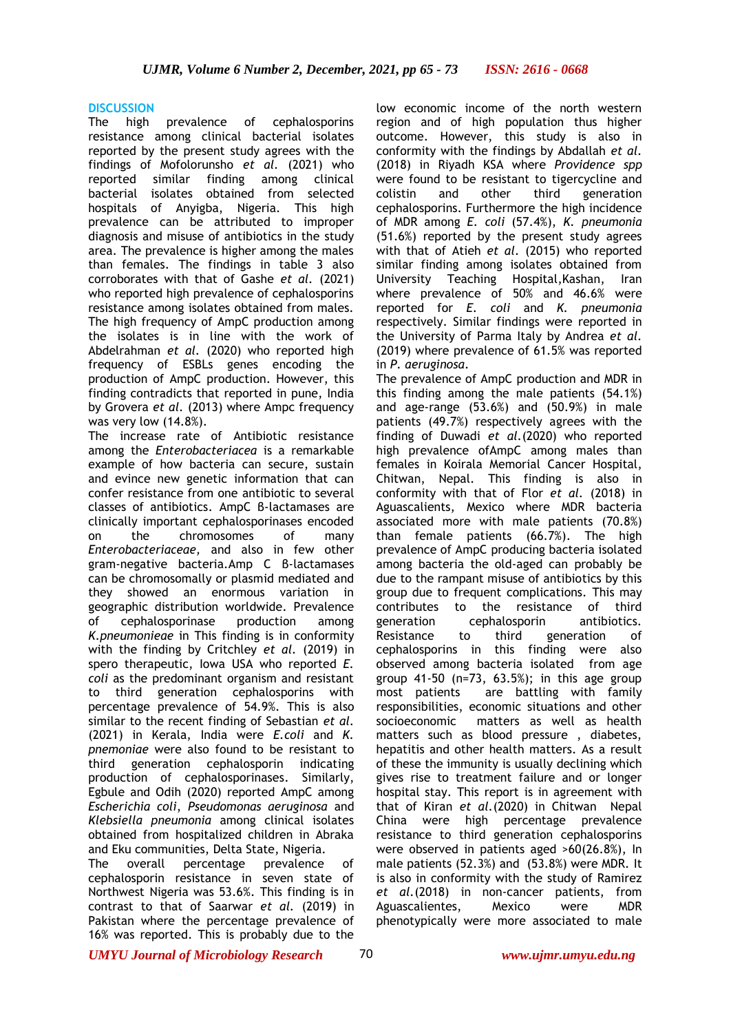## DISCUSSION

The high prevalence of cephalosporins resistance among clinical bacterial isolates reported by the present study agrees with the findings of Mofolorunsho *et al*. (2021) who reported similar finding among clinical bacterial isolates obtained from selected hospitals of Anyigba, Nigeria. This high prevalence can be attributed to improper diagnosis and misuse of antibiotics in the study area. The prevalence is higher among the males than females. The findings in table 3 also corroborates with that of Gashe *et al*. (2021) who reported high prevalence of cephalosporins resistance among isolates obtained from males. The high frequency of AmpC production among the isolates is in line with the work of Abdelrahman *et al*. (2020) who reported high frequency of ESBLs genes encoding the production of AmpC production. However, this finding contradicts that reported in pune, India by Grovera *et al*. (2013) where Ampc frequency was very low (14.8%).

The increase rate of Antibiotic resistance among the *Enterobacteriacea* is a remarkable example of how bacteria can secure, sustain and evince new genetic information that can confer resistance from one antibiotic to several classes of antibiotics. AmpC β-lactamases are clinically important cephalosporinases encoded on the chromosomes of many *Enterobacteriaceae,* and also in few other gram-negative bacteria.Amp C β-lactamases can be chromosomally or plasmid mediated and they showed an enormous variation in geographic distribution worldwide. Prevalence of cephalosporinase production among *K.pneumonieae* in This finding is in conformity with the finding by Critchley *et al*. (2019) in spero therapeutic, Iowa USA who reported *E. coli* as the predominant organism and resistant to third generation cephalosporins with percentage prevalence of 54.9%. This is also similar to the recent finding of Sebastian *et al*. (2021) in Kerala, India were *E.coli* and *K. pnemoniae* were also found to be resistant to third generation cephalosporin indicating production of cephalosporinases. Similarly, Egbule and Odih (2020) reported AmpC among *Escherichia coli*, *Pseudomonas aeruginosa* and *Klebsiella pneumonia* among clinical isolates obtained from hospitalized children in Abraka and Eku communities, Delta State, Nigeria.

The overall percentage prevalence of cephalosporin resistance in seven state of Northwest Nigeria was 53.6%. This finding is in contrast to that of Saarwar *et al*. (2019) in Pakistan where the percentage prevalence of 16% was reported. This is probably due to the low economic income of the north western region and of high population thus higher outcome. However, this study is also in conformity with the findings by Abdallah *et al*. (2018) in Riyadh KSA where *Providence spp* were found to be resistant to tigercycline and colistin and other third generation cephalosporins. Furthermore the high incidence of MDR among *E. coli* (57.4%), *K. pneumonia* (51.6%) reported by the present study agrees with that of Atieh *et al*. (2015) who reported similar finding among isolates obtained from University Teaching Hospital,Kashan, Iran where prevalence of 50% and 46.6% were reported for *E. coli* and *K. pneumonia* respectively. Similar findings were reported in the University of Parma Italy by Andrea *et al*. (2019) where prevalence of 61.5% was reported in *P. aeruginosa*.

The prevalence of AmpC production and MDR in this finding among the male patients (54.1%) and age-range (53.6%) and (50.9%) in male patients (49.7%) respectively agrees with the finding of Duwadi *et al*.(2020) who reported high prevalence ofAmpC among males than females in Koirala Memorial Cancer Hospital, Chitwan, Nepal. This finding is also in conformity with that of Flor *et al*. (2018) in Aguascalients, Mexico where MDR bacteria associated more with male patients (70.8%) than female patients (66.7%). The high prevalence of AmpC producing bacteria isolated among bacteria the old-aged can probably be due to the rampant misuse of antibiotics by this group due to frequent complications. This may contributes to the resistance of third generation cephalosporin antibiotics. Resistance to third generation of cephalosporins in this finding were also observed among bacteria isolated from age group 41-50 (n=73, 63.5%); in this age group most patients are battling with family responsibilities, economic situations and other socioeconomic matters as well as health matters such as blood pressure , diabetes, hepatitis and other health matters. As a result of these the immunity is usually declining which gives rise to treatment failure and or longer hospital stay. This report is in agreement with that of Kiran *et al*.(2020) in Chitwan Nepal China were high percentage prevalence resistance to third generation cephalosporins were observed in patients aged >60(26.8%), In male patients (52.3%) and (53.8%) were MDR. It is also in conformity with the study of Ramirez *et al*.(2018) in non-cancer patients, from Aguascalientes, Mexico were MDR phenotypically were more associated to male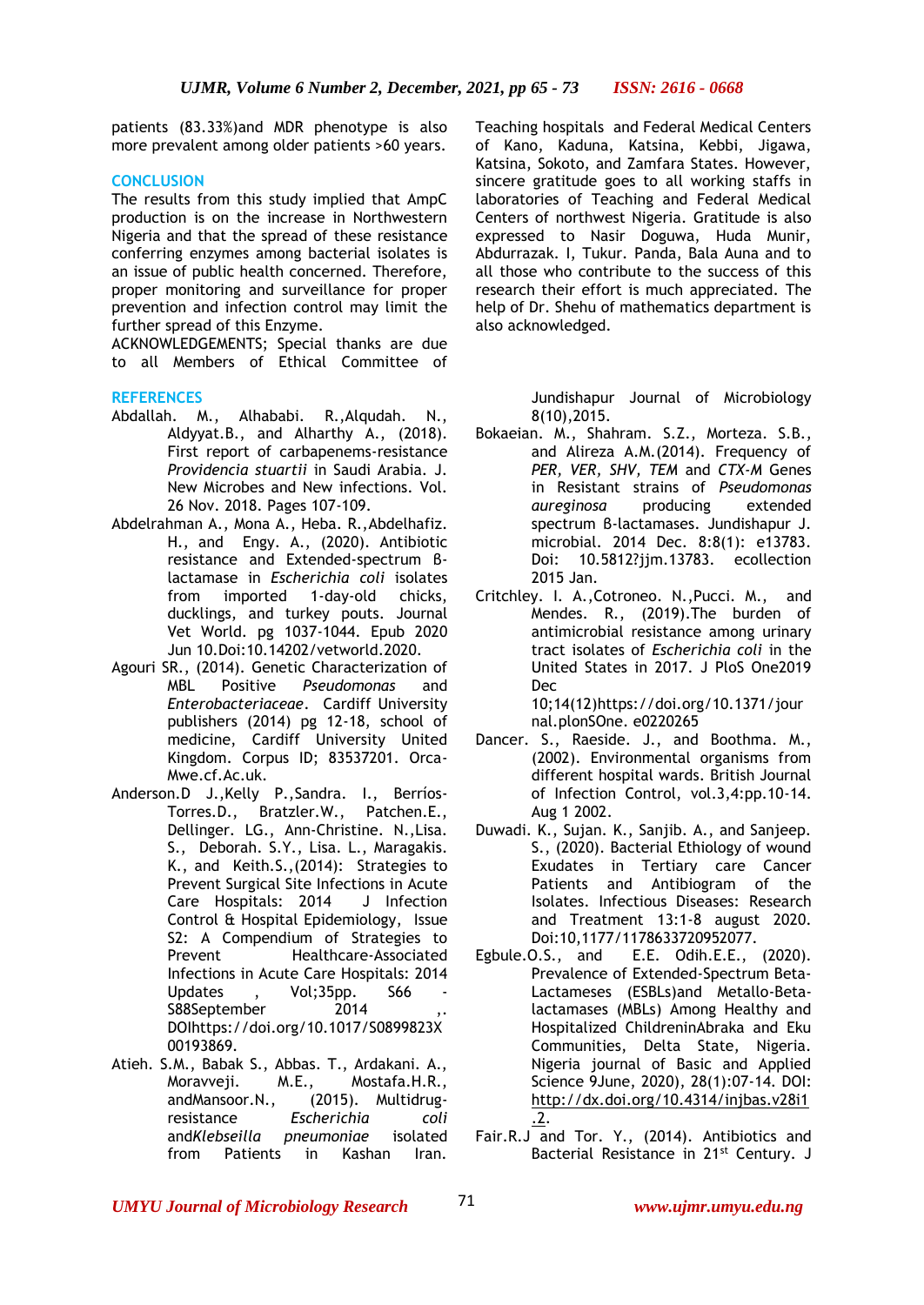patients (83.33%)and MDR phenotype is also more prevalent among older patients >60 years.

## CONCLUSION

The results from this study implied that AmpC production is on the increase in Northwestern Nigeria and that the spread of these resistance conferring enzymes among bacterial isolates is an issue of public health concerned. Therefore, proper monitoring and surveillance for proper prevention and infection control may limit the further spread of this Enzyme.

ACKNOWLEDGEMENTS; Special thanks are due to all Members of Ethical Committee of Teaching hospitals and Federal Medical Centers of Kano, Kaduna, Katsina, Kebbi, Jigawa, Katsina, Sokoto, and Zamfara States. However, sincere gratitude goes to all working staffs in laboratories of Teaching and Federal Medical Centers of northwest Nigeria. Gratitude is also expressed to Nasir Doguwa, Huda Munir, Abdurrazak. I, Tukur. Panda, Bala Auna and to all those who contribute to the success of this research their effort is much appreciated. The help of Dr. Shehu of mathematics department is also acknowledged.

## REFERENCES

Abdallah. M., Alhababi. R.,Alqudah. N., Aldyyat.B., and Alharthy A., (2018). First report of carbapenems-resistance *Providencia stuartii* in Saudi Arabia. J. New Microbes and New infections. Vol. 26 Nov. 2018. Pages 107-109.

Abdelrahman A., Mona A., Heba. R.,Abdelhafiz. H., and Engy. A., (2020). Antibiotic resistance and Extended-spectrum β-lactamase in *Escherichia coli* isolates from imported 1-day-old chicks, ducklings, and turkey pouts. Journal Vet World. pg 1037-1044. Epub 2020 Jun 10.Doi:10.14202/vetworld.2020.

Agouri SR., (2014). Genetic Characterization of MBL Positive *Pseudomonas* and *Enterobacteriaceae*. Cardiff University publishers (2014) pg 12-18, school of medicine, Cardiff University United Kingdom. Corpus ID; 83537201. Orca-Mwe.cf.Ac.uk.

Anderson.D J.,Kelly P.,Sandra. I., Berríos-Torres.D., Bratzler.W., Patchen.E., Dellinger. LG., Ann-Christine. N.,Lisa. S., Deborah. S.Y., Lisa. L., Maragakis. K., and Keith.S.,(2014): Strategies to Prevent Surgical Site Infections in Acute Care Hospitals: 2014 J Infection Control & Hospital Epidemiology, Issue S2: A Compendium of Strategies to Prevent Healthcare-Associated Infections in Acute Care Hospitals: 2014 Updates , Vol;35pp. S66 - S88September 2014 ,. DOIhttps://doi.org/10.1017/S0899823X00193869.

Atieh. S.M., Babak S., Abbas. T., Ardakani. A., Moravveji. M.E., Mostafa.H.R., andMansoor.N., (2015). Multidrug-resistance *Escherichia coli* and*Klebseilla pneumoniae* isolated from Patients in Kashan Iran. Jundishapur Journal of Microbiology 8(10),2015.

Bokaeian. M., Shahram. S.Z., Morteza. S.B., and Alireza A.M.(2014). Frequency of *PER, VER, SHV, TEM* and *CTX-M* Genes in Resistant strains of *Pseudomonas aureginosa* producing extended spectrum β-lactamases. Jundishapur J. microbial. 2014 Dec. 8:8(1): e13783. Doi: 10.5812?jjm.13783. ecollection 2015 Jan.

Critchley. I. A.,Cotroneo. N.,Pucci. M., and Mendes. R., (2019).The burden of antimicrobial resistance among urinary tract isolates of *Escherichia coli* in the United States in 2017. J PloS One2019 Dec 10;14(12)https://doi.org/10.1371/journal.plonSOne. e0220265

Dancer. S., Raeside. J., and Boothma. M., (2002). Environmental organisms from different hospital wards. British Journal of Infection Control, vol.3,4:pp.10-14. Aug 1 2002.

Duwadi. K., Sujan. K., Sanjib. A., and Sanjeep. S., (2020). Bacterial Ethiology of wound Exudates in Tertiary care Cancer Patients and Antibiogram of the Isolates. Infectious Diseases: Research and Treatment 13:1-8 august 2020. Doi:10,1177/1178633720952077.

Egbule.O.S., and E.E. Odih.E.E., (2020). Prevalence of Extended-Spectrum Beta-Lactameses (ESBLs)and Metallo-Beta-lactamases (MBLs) Among Healthy and Hospitalized ChildreninAbraka and Eku Communities, Delta State, Nigeria. Nigeria journal of Basic and Applied Science 9June, 2020), 28(1):07-14. DOI: http://dx.doi.org/10.4314/injbas.v28i1.2.

Fair.R.J and Tor. Y., (2014). Antibiotics and Bacterial Resistance in 21st Century. J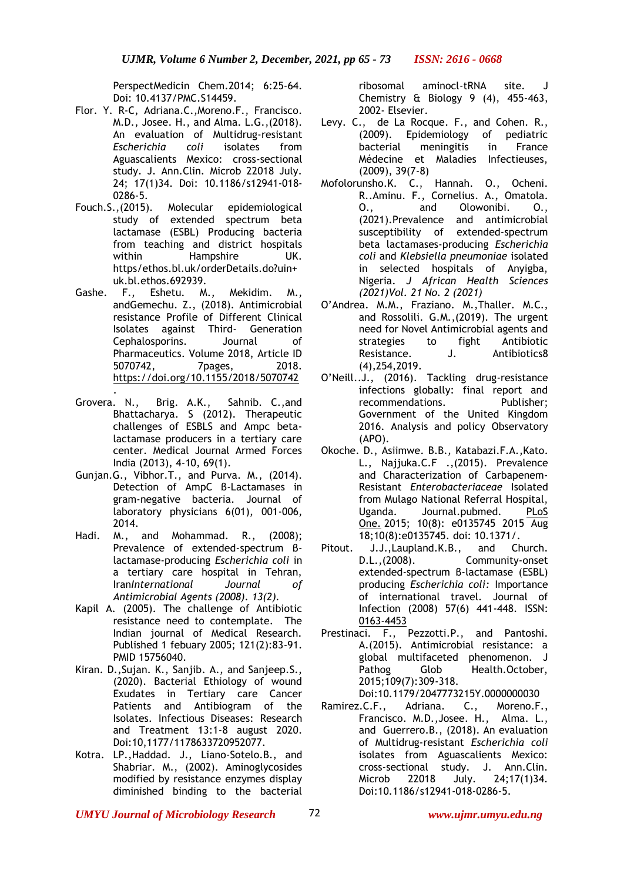PerspectMedicin Chem.2014; 6:25-64. Doi: 10.4137/PMC.S14459.

Flor. Y. R-C, Adriana.C.,Moreno.F., Francisco. M.D., Josee. H., and Alma. L.G.,(2018). An evaluation of Multidrug-resistant *Escherichia coli* isolates from Aguascalients Mexico: cross-sectional study. J. Ann.Clin. Microb 22018 July. 24; 17(1)34. Doi: 10.1186/s12941-018-0286-5.

Fouch.S.,(2015). Molecular epidemiological study of extended spectrum beta lactamase (ESBL) Producing bacteria from teaching and district hospitals within Hampshire UK. https/ethos.bl.uk/orderDetails.do?uin+uk.bl.ethos.692939.

Gashe. F., Eshetu. M., Mekidim. M., andGemechu. Z., (2018). Antimicrobial resistance Profile of Different Clinical Isolates against Third- Generation Cephalosporins. Journal of Pharmaceutics. Volume 2018, Article ID 5070742, 7pages, 2018. https://doi.org/10.1155/2018/5070742.

Grovera. N., Brig. A.K., Sahnib. C.,and Bhattacharya. S (2012). Therapeutic challenges of ESBLS and Ampc beta-lactamase producers in a tertiary care center. Medical Journal Armed Forces India (2013), 4-10, 69(1).

Gunjan.G., Vibhor.T., and Purva. M., (2014). Detection of AmpC β-Lactamases in gram-negative bacteria. Journal of laboratory physicians 6(01), 001-006, 2014.

Hadi. M., and Mohammad. R., (2008); Prevalence of extended-spectrum β-lactamase-producing *Escherichia coli* in a tertiary care hospital in Tehran, Iran*International Journal of Antimicrobial Agents (2008). 13(2).*

Kapil A. (2005). The challenge of Antibiotic resistance need to contemplate. The Indian journal of Medical Research. Published 1 febuary 2005; 121(2):83-91. PMID 15756040.

Kiran. D.,Sujan. K., Sanjib. A., and Sanjeep.S., (2020). Bacterial Ethiology of wound Exudates in Tertiary care Cancer Patients and Antibiogram of the Isolates. Infectious Diseases: Research and Treatment 13:1-8 august 2020. Doi:10,1177/1178633720952077.

Kotra. LP.,Haddad. J., Liano-Sotelo.B., and Shabriar. M., (2002). Aminoglycosides modified by resistance enzymes display diminished binding to the bacterial ribosomal aminocl-tRNA site. J Chemistry & Biology 9 (4), 455-463, 2002- Elsevier.

Levy. C., de La Rocque. F., and Cohen. R., (2009). Epidemiology of pediatric bacterial meningitis in France Médecine et Maladies Infectieuses, (2009), 39(7-8)

Mofolorunsho.K. C., Hannah. O., Ocheni. R..Aminu. F., Cornelius. A., Omatola. O., and Olowonibi. O., (2021).Prevalence and antimicrobial susceptibility of extended-spectrum beta lactamases-producing *Escherichia coli* and *Klebsiella pneumoniae* isolated in selected hospitals of Anyigba, Nigeria. *J African Health Sciences (2021)Vol. 21 No. 2 (2021)*

O'Andrea. M.M., Fraziano. M.,Thaller. M.C., and Rossolili. G.M.,(2019). The urgent need for Novel Antimicrobial agents and strategies to fight Antibiotic Resistance. J. Antibiotics8 (4),254,2019.

O'Neill..J., (2016). Tackling drug-resistance infections globally: final report and recommendations. Publisher; Government of the United Kingdom 2016. Analysis and policy Observatory (APO).

Okoche. D., Asiimwe. B.B., Katabazi.F.A.,Kato. L., Najjuka.C.F .,(2015). Prevalence and Characterization of Carbapenem-Resistant *Enterobacteriaceae* Isolated from Mulago National Referral Hospital, Uganda. Journal.pubmed. PLoS One. 2015; 10(8): e0135745 2015 Aug 18;10(8):e0135745. doi: 10.1371/.

Pitout. J.J.,Laupland.K.B., and Church. D.L.,(2008). Community-onset extended-spectrum β-lactamase (ESBL) producing *Escherichia coli:* Importance of international travel. Journal of Infection (2008) 57(6) 441-448. ISSN: 0163-4453

Prestinaci. F., Pezzotti.P., and Pantoshi. A.(2015). Antimicrobial resistance: a global multifaceted phenomenon. J Pathog Glob Health.October, 2015;109(7):309-318. Doi:10.1179/2047773215Y.0000000030

Ramirez.C.F., Adriana. C., Moreno.F., Francisco. M.D.,Josee. H., Alma. L., and Guerrero.B., (2018). An evaluation of Multidrug-resistant *Escherichia coli* isolates from Aguascalients Mexico: cross-sectional study. J. Ann.Clin. Microb 22018 July. 24;17(1)34. Doi:10.1186/s12941-018-0286-5.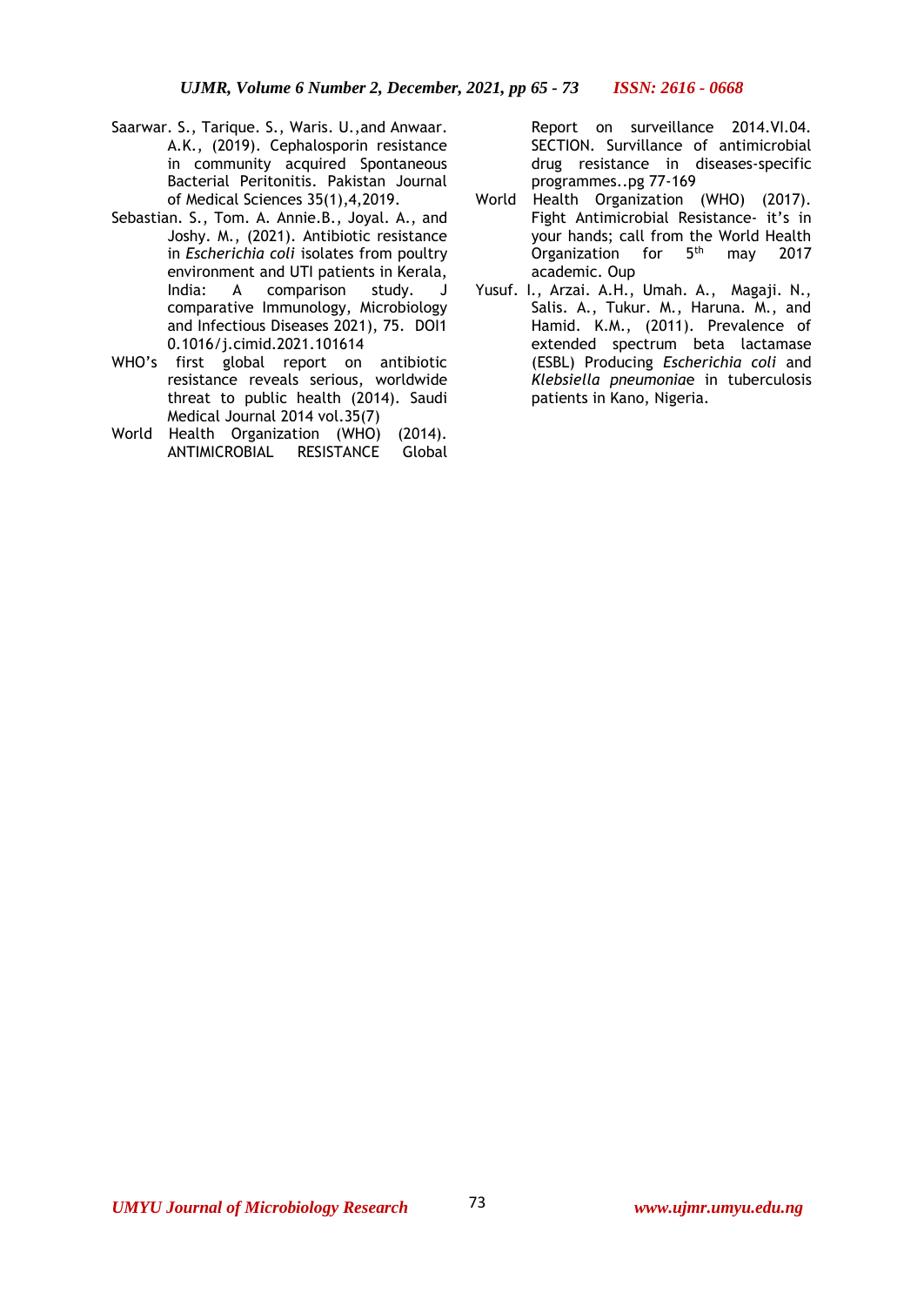Saarwar. S., Tarique. S., Waris. U.,and Anwaar. A.K., (2019). Cephalosporin resistance in community acquired Spontaneous Bacterial Peritonitis. Pakistan Journal of Medical Sciences 35(1),4,2019.

Sebastian. S., Tom. A. Annie.B., Joyal. A., and Joshy. M., (2021). Antibiotic resistance in *Escherichia coli* isolates from poultry environment and UTI patients in Kerala, India: A comparison study. J comparative Immunology, Microbiology and Infectious Diseases 2021), 75. DOI1 0.1016/j.cimid.2021.101614

WHO's first global report on antibiotic resistance reveals serious, worldwide threat to public health (2014). Saudi Medical Journal 2014 vol.35(7)

World Health Organization (WHO) (2014). ANTIMICROBIAL RESISTANCE Global Report on surveillance 2014.VI.04. SECTION. Survillance of antimicrobial drug resistance in diseases-specific programmes..pg 77-169

World Health Organization (WHO) (2017). Fight Antimicrobial Resistance- it's in your hands; call from the World Health Organization for 5th may 2017 academic. Oup

Yusuf. I., Arzai. A.H., Umah. A., Magaji. N., Salis. A., Tukur. M., Haruna. M., and Hamid. K.M., (2011). Prevalence of extended spectrum beta lactamase (ESBL) Producing *Escherichia coli* and *Klebsiella pneumonia*e in tuberculosis patients in Kano, Nigeria.